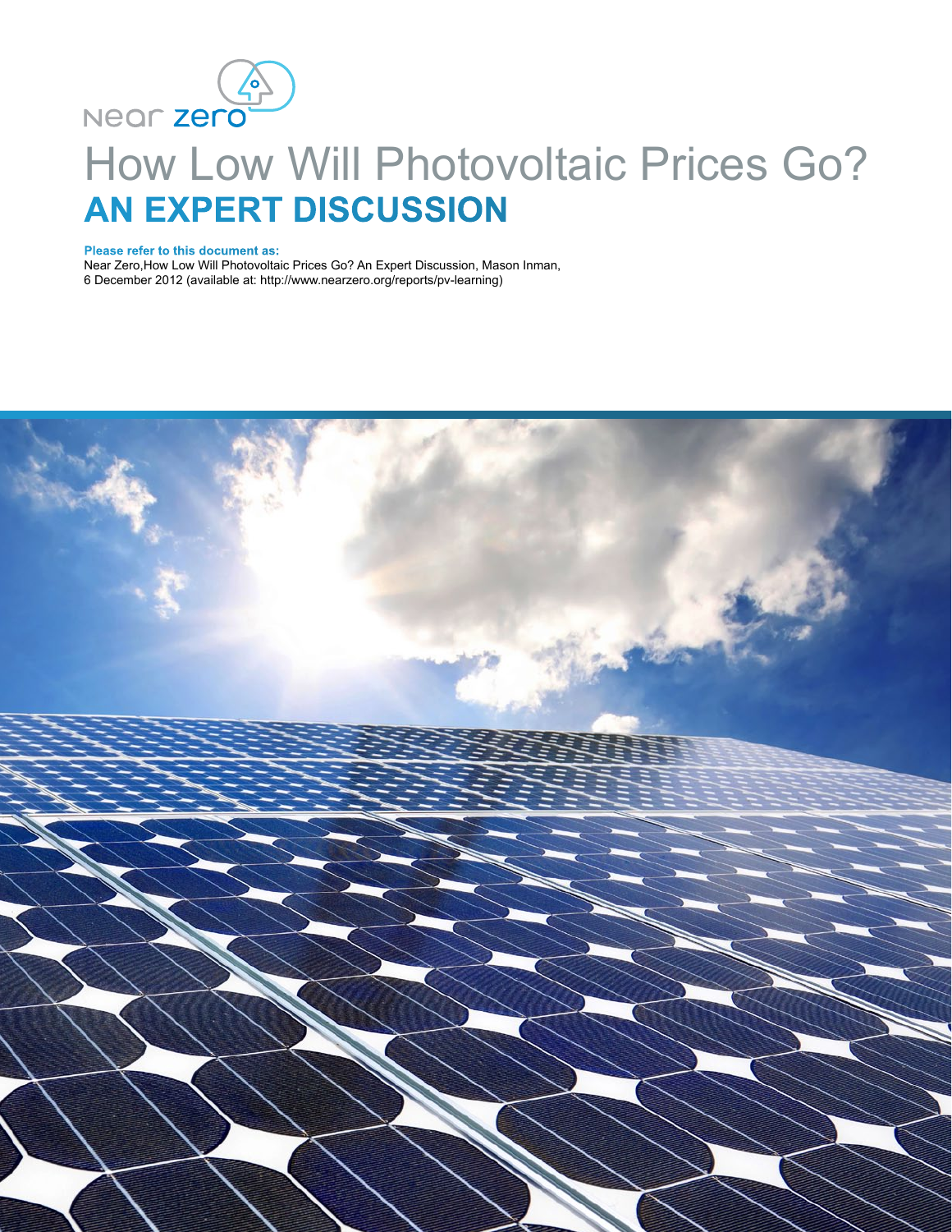Near zero

# How Low Will Photovoltaic Prices Go?

## AN EXPERT DISCUSSION

**Please refer to this document as:**

Near Zero,How Low Will Photovoltaic Prices Go? An Expert Discussion, Mason Inman, 6 December 2012 (available at: http://www.nearzero.org/reports/pv-learning)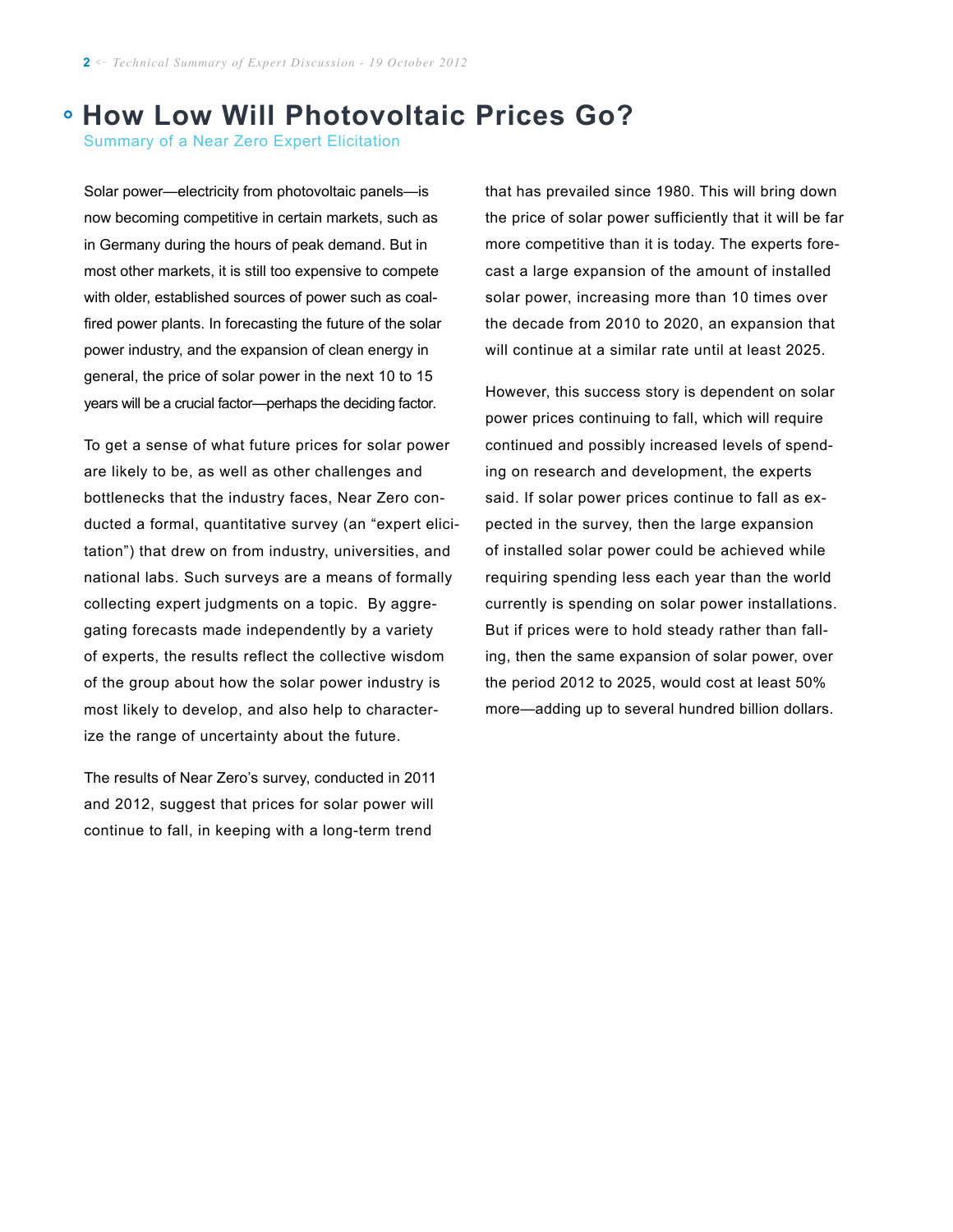# How Low Will Photovoltaic Prices Go?

## Summary of a Near Zero Expert Elicitation

Solar power—electricity from photovoltaic panels—is now becoming competitive in certain markets, such as in Germany during the hours of peak demand. But in most other markets, it is still too expensive to compete with older, established sources of power such as coal-fired power plants. In forecasting the future of the solar power industry, and the expansion of clean energy in general, the price of solar power in the next 10 to 15 years will be a crucial factor—perhaps the deciding factor.

To get a sense of what future prices for solar power are likely to be, as well as other challenges and bottlenecks that the industry faces, Near Zero conducted a formal, quantitative survey (an "expert elicitation") that drew on from from industry, universities, and national labs. Such surveys are a means of formally collecting expert judgments on a topic. By aggregating forecasts made independently by a variety of experts, the results reflect the collective wisdom of the group about how the solar power industry is most likely to develop, and also help to characterize the range of uncertainty about the future.

The results of Near Zero's survey, conducted in 2011 and 2012, suggest that prices for solar power will continue to fall, in keeping with a long-term trend that has prevailed since 1980. This will bring down the price of solar power sufficiently that it will be far more competitive than it is today. The experts forecast a large expansion of the amount of installed solar power, increasing more than 10 times over the decade from 2010 to 2020, an expansion that will continue at a similar rate until at least 2025.

However, this success story is dependent on solar power prices continuing to fall, which will require continued and possibly increased levels of spending on research and development, the experts said. If solar power prices continue to fall as expected in the survey, then the large expansion of installed solar power could be achieved while requiring spending less each year than the world currently is spending on solar power installations. But if prices were to hold steady rather than falling, then the same expansion of solar power, over the period 2012 to 2025, would cost at least 50% more—adding up to several hundred billion dollars.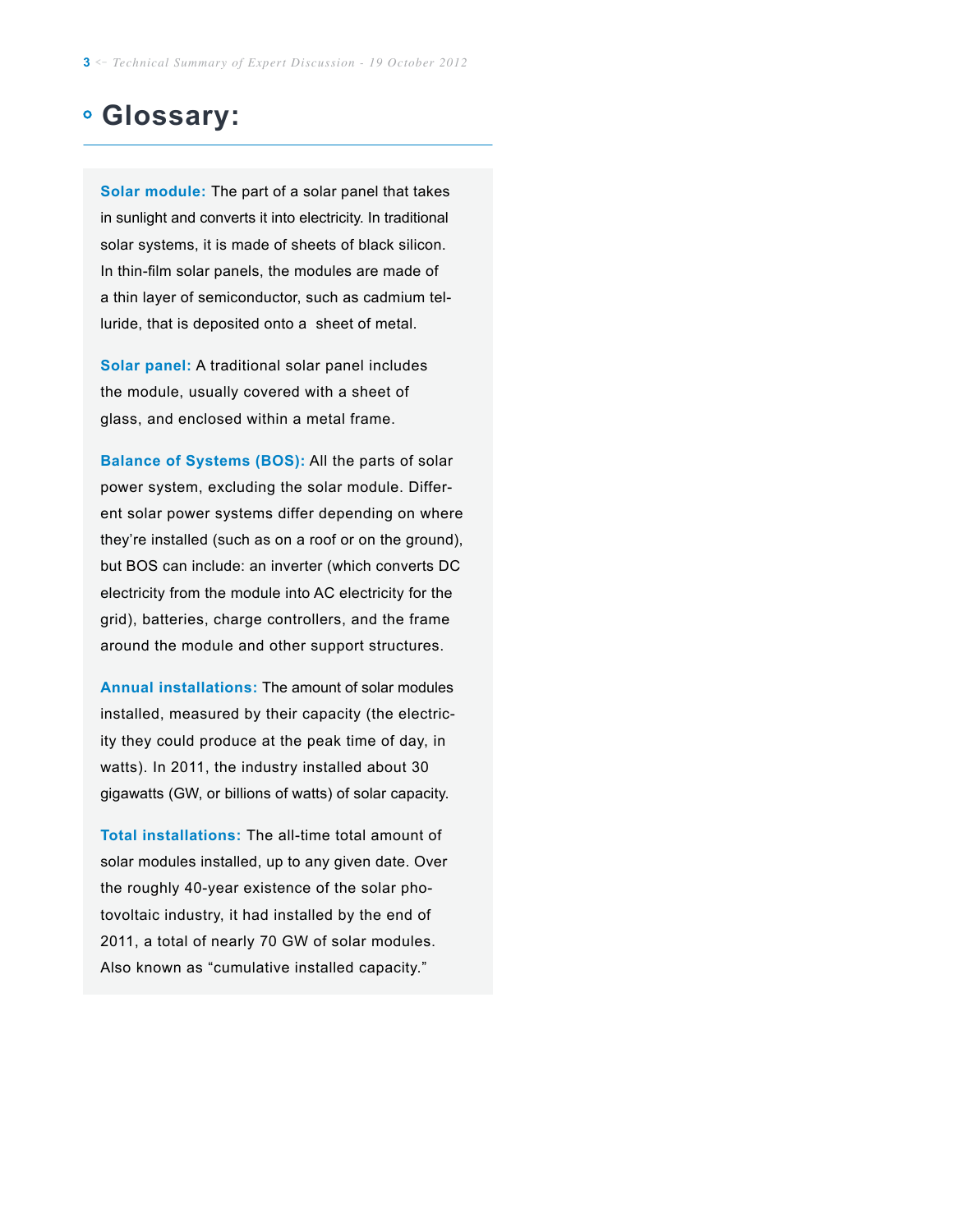# Glossary:

**Solar module:** The part of a solar panel that takes in sunlight and converts it into electricity. In traditional solar systems, it is made of sheets of black silicon. In thin-film solar panels, the modules are made of a thin layer of semiconductor, such as cadmium telluride, that is deposited onto a sheet of metal.

**Solar panel:** A traditional solar panel includes the module, usually covered with a sheet of glass, and enclosed within a metal frame.

**Balance of Systems (BOS):** All the parts of solar power system, excluding the solar module. Different solar power systems differ depending on where they're installed (such as on a roof or on the ground), but BOS can include: an inverter (which converts DC electricity from the module into AC electricity for the grid), batteries, charge controllers, and the frame around the module and other support structures.

**Annual installations:** The amount of solar modules installed, measured by their capacity (the electricity they could produce at the peak time of day, in watts). In 2011, the industry installed about 30 gigawatts (GW, or billions of watts) of solar capacity.

**Total installations:** The all-time total amount of solar modules installed, up to any given date. Over the roughly 40-year existence of the solar photovoltaic industry, it had installed by the end of 2011, a total of nearly 70 GW of solar modules. Also known as "cumulative installed capacity."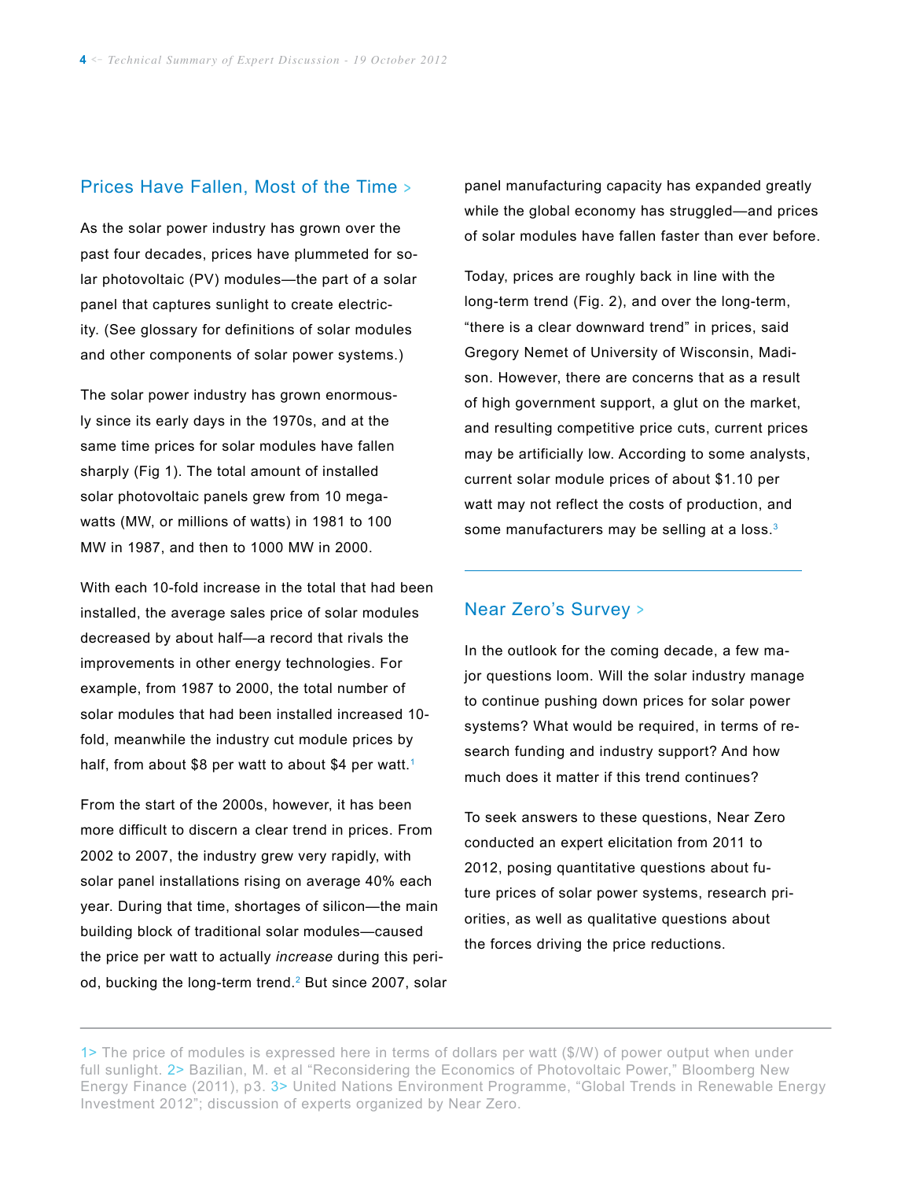## Prices Have Fallen, Most of the Time >

As the solar power industry has grown over the past four decades, prices have plummeted for solar photovoltaic (PV) modules—the part of a solar panel that captures sunlight to create electricity. (See glossary for definitions of solar modules and other components of solar power systems.)

The solar power industry has grown enormously since its early days in the 1970s, and at the same time prices for solar modules have fallen sharply (Fig 1). The total amount of installed solar photovoltaic panels grew from 10 megawatts (MW, or millions of watts) in 1981 to 100 MW in 1987, and then to 1000 MW in 2000.

With each 10-fold increase in the total that had been installed, the average sales price of solar modules decreased by about half—a record that rivals the improvements in other energy technologies. For example, from 1987 to 2000, the total number of solar modules that had been installed increased 10-fold, meanwhile the industry cut module prices by half, from about $8 per watt to about $4 per watt.[1]

From the start of the 2000s, however, it has been more difficult to discern a clear trend in prices. From 2002 to 2007, the industry grew very rapidly, with solar panel installations rising on average 40% each year. During that time, shortages of silicon—the main building block of traditional solar modules—caused the price per watt to actually *increase* during this period, bucking the long-term trend.[2] But since 2007, solar panel manufacturing capacity has expanded greatly while the global economy has struggled—and prices of solar modules have fallen faster than ever before.

Today, prices are roughly back in line with the long-term trend (Fig. 2), and over the long-term, "there is a clear downward trend" in prices, said Gregory Nemet of University of Wisconsin, Madison. However, there are concerns that as a result of high government support, a glut on the market, and resulting competitive price cuts, current prices may be artificially low. According to some analysts, current solar module prices of about $1.10 per watt may not reflect the costs of production, and some manufacturers may be selling at a loss.[3]

## Near Zero's Survey >

In the outlook for the coming decade, a few major questions loom. Will the solar industry manage to continue pushing down prices for solar power systems? What would be required, in terms of research funding and industry support? And how much does it matter if this trend continues?

To seek answers to these questions, Near Zero conducted an expert elicitation from 2011 to 2012, posing quantitative questions about future prices of solar power systems, research priorities, as well as qualitative questions about the forces driving the price reductions.

---

1> The price of modules is expressed here in terms of dollars per watt ($/W) of power output when under full sunlight. 2> Bazilian, M. et al "Reconsidering the Economics of Photovoltaic Power," Bloomberg New Energy Finance (2011), p3. 3> United Nations Environment Programme, "Global Trends in Renewable Energy Investment 2012"; discussion of experts organized by Near Zero.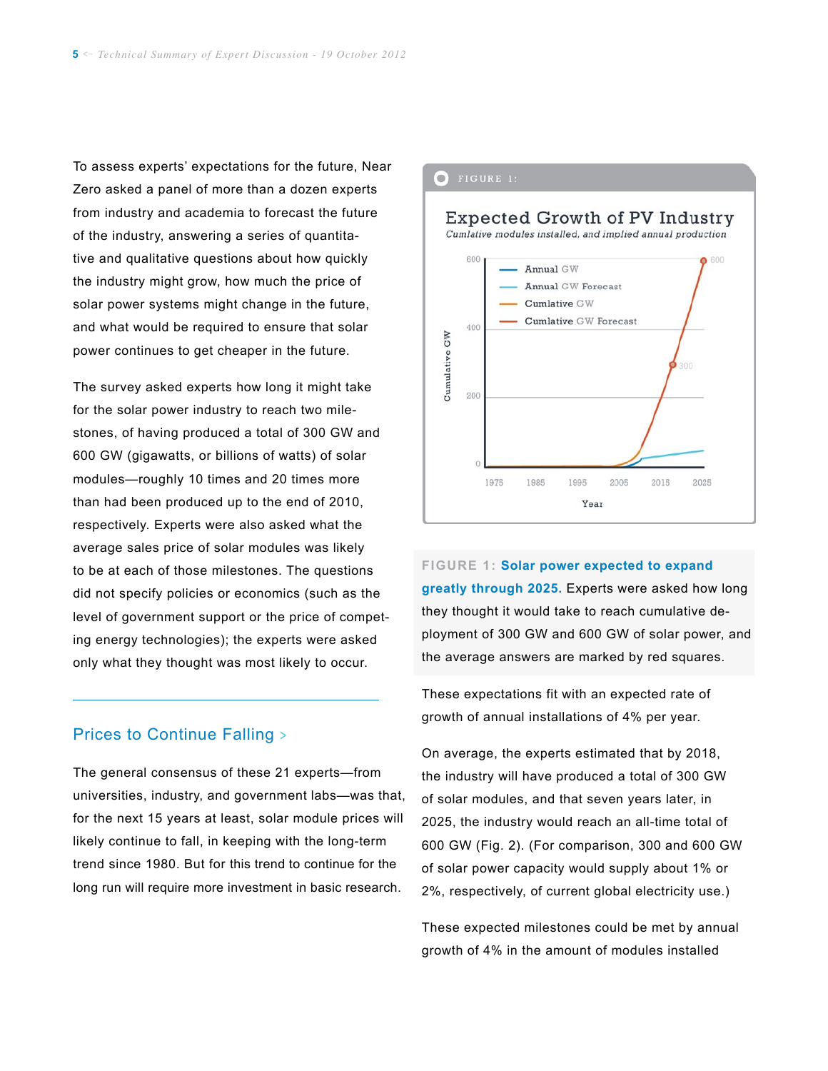To assess experts' expectations for the future, Near Zero asked a panel of more than a dozen experts from industry and academia to forecast the future of the industry, answering a series of quantitative and qualitative questions about how quickly the industry might grow, how much the price of solar power systems might change in the future, and what would be required to ensure that solar power continues to get cheaper in the future.

The survey asked experts how long it might take for the solar power industry to reach two milestones, of having produced a total of 300 GW and 600 GW (gigawatts, or billions of watts) of solar modules—roughly 10 times and 20 times more than had been produced up to the end of 2010, respectively. Experts were also asked what the average sales price of solar modules was likely to be at each of those milestones. The questions did not specify policies or economics (such as the level of government support or the price of competing energy technologies); the experts were asked only what they thought was most likely to occur.

## Prices to Continue Falling >

The general consensus of these 21 experts—from universities, industry, and government labs—was that, for the next 15 years at least, solar module prices will likely continue to fall, in keeping with the long-term trend since 1980. But for this trend to continue for the long run will require more investment in basic research.

FIGURE 1:

**Expected Growth of PV Industry**

*Cumlative modules installed, and implied annual production*

FIGURE 1: **Solar power expected to expand greatly through 2025.** Experts were asked how long they thought it would take to reach cumulative deployment of 300 GW and 600 GW of solar power, and the average answers are marked by red squares.

These expectations fit with an expected rate of growth of annual installations of 4% per year.

On average, the experts estimated that by 2018, the industry will have produced a total of 300 GW of solar modules, and that seven years later, in 2025, the industry would reach an all-time total of 600 GW (Fig. 2). (For comparison, 300 and 600 GW of solar power capacity would supply about 1% or 2%, respectively, of current global electricity use.)

These expected milestones could be met by annual growth of 4% in the amount of modules installed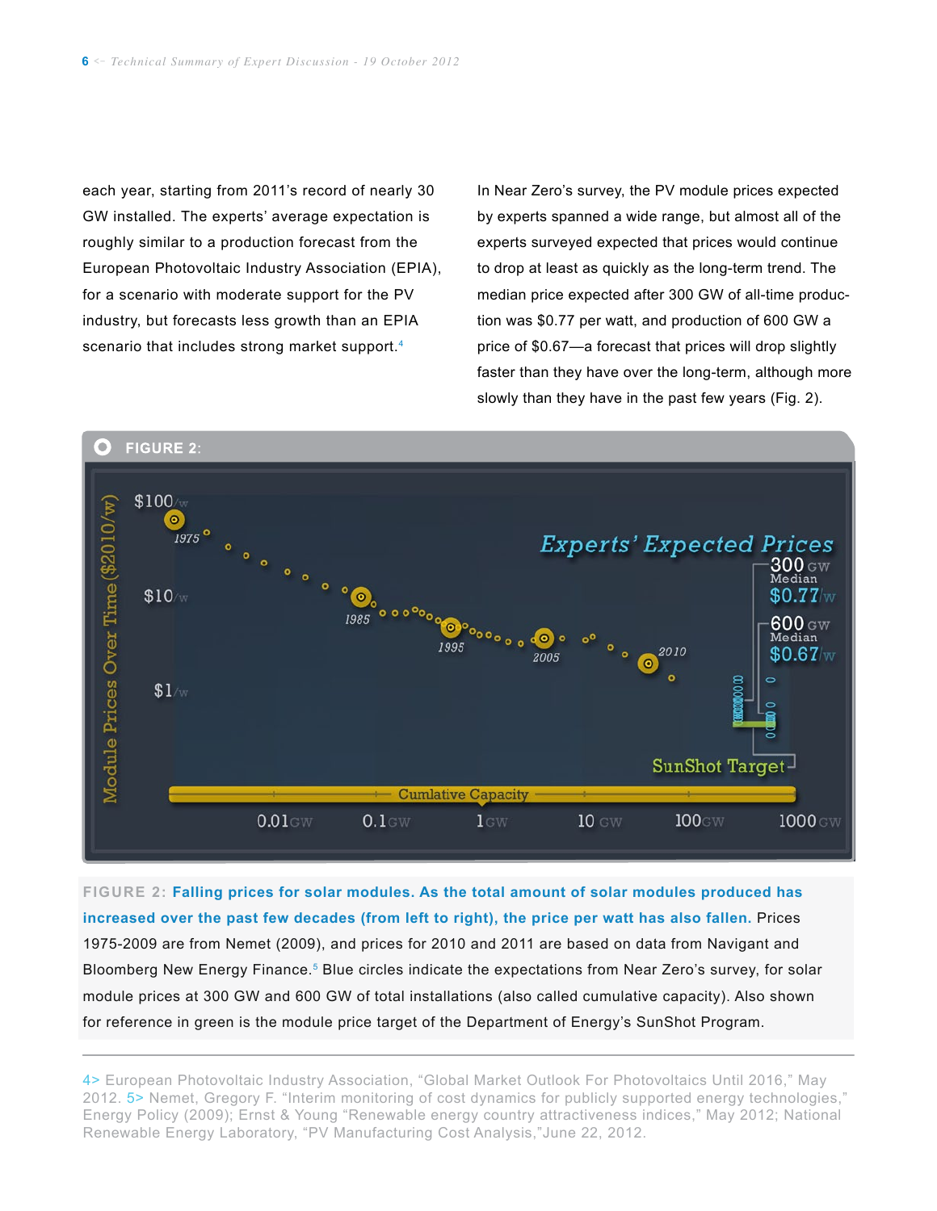each year, starting from 2011's record of nearly 30 GW installed. The experts' average expectation is roughly similar to a production forecast from the European Photovoltaic Industry Association (EPIA), for a scenario with moderate support for the PV industry, but forecasts less growth than an EPIA scenario that includes strong market support.[4]

In Near Zero's survey, the PV module prices expected by experts spanned a wide range, but almost all of the experts surveyed expected that prices would continue to drop at least as quickly as the long-term trend. The median price expected after 300 GW of all-time production was \$0.77 per watt, and production of 600 GW a price of \$0.67—a forecast that prices will drop slightly faster than they have over the long-term, although more slowly than they have in the past few years (Fig. 2).

**FIGURE 2:**

FIGURE 2: **Falling prices for solar modules. As the total amount of solar modules produced has increased over the past few decades (from left to right), the price per watt has also fallen.** Prices 1975-2009 are from Nemet (2009), and prices for 2010 and 2011 are based on data from Navigant and Bloomberg New Energy Finance.[5] Blue circles indicate the expectations from Near Zero's survey, for solar module prices at 300 GW and 600 GW of total installations (also called cumulative capacity). Also shown for reference in green is the module price target of the Department of Energy's SunShot Program.

---

4> European Photovoltaic Industry Association, "Global Market Outlook For Photovoltaics Until 2016," May 2012. 5> Nemet, Gregory F. "Interim monitoring of cost dynamics for publicly supported energy technologies," Energy Policy (2009); Ernst & Young "Renewable energy country attractiveness indices," May 2012; National Renewable Energy Laboratory, "PV Manufacturing Cost Analysis,"June 22, 2012.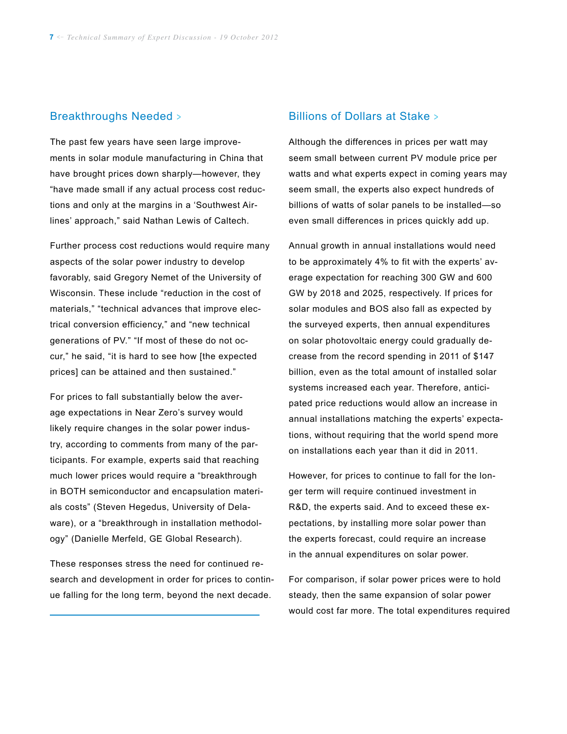## Breakthroughs Needed >

The past few years have seen large improvements in solar module manufacturing in China that have brought prices down sharply—however, they "have made small if any actual process cost reductions and only at the margins in a 'Southwest Airlines' approach," said Nathan Lewis of Caltech.

Further process cost reductions would require many aspects of the solar power industry to develop favorably, said Gregory Nemet of the University of Wisconsin. These include "reduction in the cost of materials," "technical advances that improve electrical conversion efficiency," and "new technical generations of PV." "If most of these do not occur," he said, "it is hard to see how [the expected prices] can be attained and then sustained."

For prices to fall substantially below the average expectations in Near Zero's survey would likely require changes in the solar power industry, according to comments from many of the participants. For example, experts said that reaching much lower prices would require a "breakthrough in BOTH semiconductor and encapsulation materials costs" (Steven Hegedus, University of Delaware), or a "breakthrough in installation methodology" (Danielle Merfeld, GE Global Research).

These responses stress the need for continued research and development in order for prices to continue falling for the long term, beyond the next decade.

## Billions of Dollars at Stake >

Although the differences in prices per watt may seem small between current PV module price per watts and what experts expect in coming years may seem small, the experts also expect hundreds of billions of watts of solar panels to be installed—so even small differences in prices quickly add up.

Annual growth in annual installations would need to be approximately 4% to fit with the experts' average expectation for reaching 300 GW and 600 GW by 2018 and 2025, respectively. If prices for solar modules and BOS also fall as expected by the surveyed experts, then annual expenditures on solar photovoltaic energy could gradually decrease from the record spending in 2011 of $147 billion, even as the total amount of installed solar systems increased each year. Therefore, anticipated price reductions would allow an increase in annual installations matching the experts' expectations, without requiring that the world spend more on installations each year than it did in 2011.

However, for prices to continue to fall for the longer term will require continued investment in R&D, the experts said. And to exceed these expectations, by installing more solar power than the experts forecast, could require an increase in the annual expenditures on solar power.

For comparison, if solar power prices were to hold steady, then the same expansion of solar power would cost far more. The total expenditures required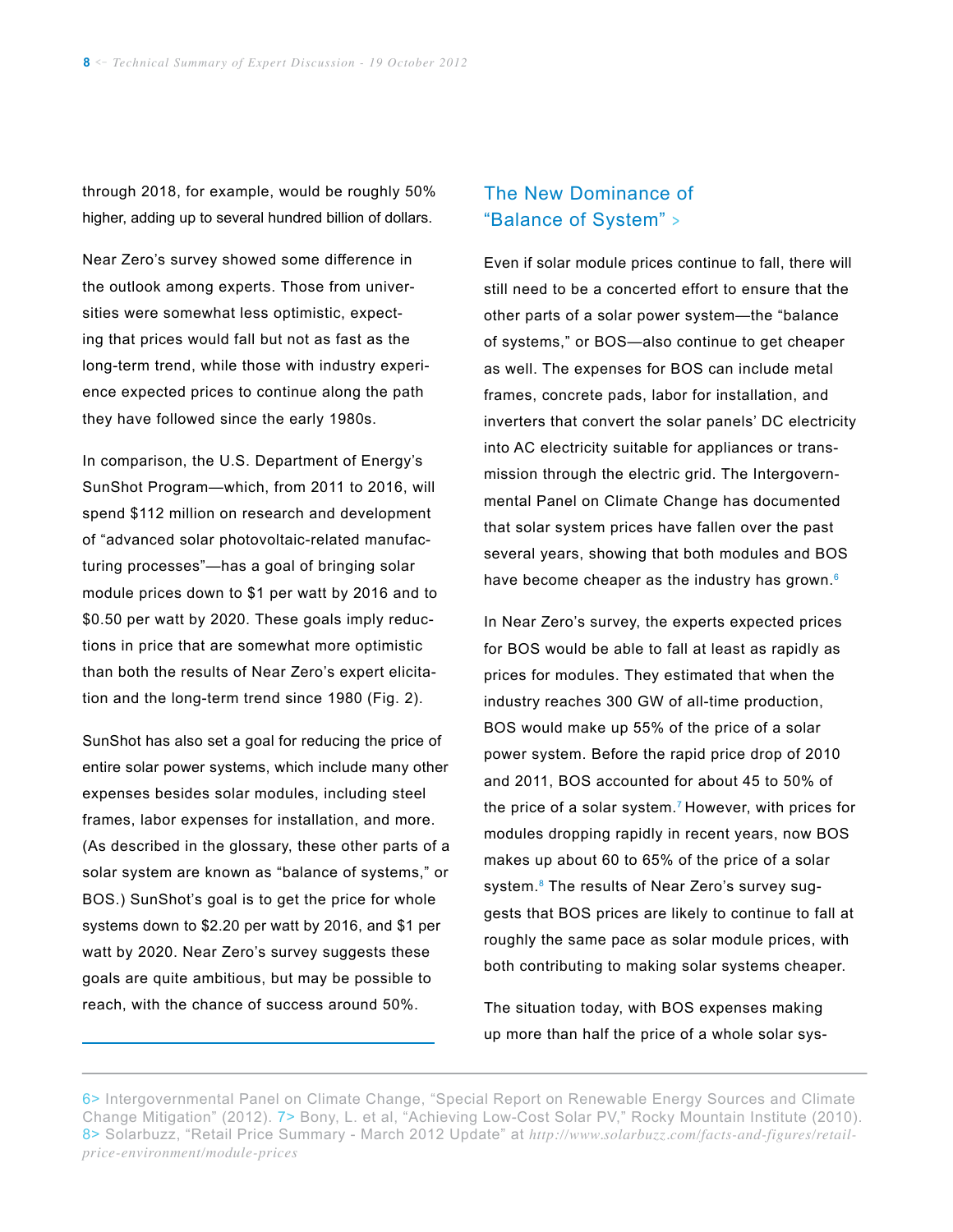through 2018, for example, would be roughly 50% higher, adding up to several hundred billion of dollars.

Near Zero's survey showed some difference in the outlook among experts. Those from universities were somewhat less optimistic, expecting that prices would fall but not as fast as the long-term trend, while those with industry experience expected prices to continue along the path they have followed since the early 1980s.

In comparison, the U.S. Department of Energy's SunShot Program—which, from 2011 to 2016, will spend $112 million on research and development of "advanced solar photovoltaic-related manufacturing processes"—has a goal of bringing solar module prices down to $1 per watt by 2016 and to $0.50 per watt by 2020. These goals imply reductions in price that are somewhat more optimistic than both the results of Near Zero's expert elicitation and the long-term trend since 1980 (Fig. 2).

SunShot has also set a goal for reducing the price of entire solar power systems, which include many other expenses besides solar modules, including steel frames, labor expenses for installation, and more. (As described in the glossary, these other parts of a solar system are known as "balance of systems," or BOS.) SunShot's goal is to get the price for whole systems down to $2.20 per watt by 2016, and $1 per watt by 2020. Near Zero's survey suggests these goals are quite ambitious, but may be possible to reach, with the chance of success around 50%.

## The New Dominance of "Balance of System" >

Even if solar module prices continue to fall, there will still need to be a concerted effort to ensure that the other parts of a solar power system—the "balance of systems," or BOS—also continue to get cheaper as well. The expenses for BOS can include metal frames, concrete pads, labor for installation, and inverters that convert the solar panels' DC electricity into AC electricity suitable for appliances or transmission through the electric grid. The Intergovernmental Panel on Climate Change has documented that solar system prices have fallen over the past several years, showing that both modules and BOS have become cheaper as the industry has grown.[6]

In Near Zero's survey, the experts expected prices for BOS would be able to fall at least as rapidly as prices for modules. They estimated that when the industry reaches 300 GW of all-time production, BOS would make up 55% of the price of a solar power system. Before the rapid price drop of 2010 and 2011, BOS accounted for about 45 to 50% of the price of a solar system.[7] However, with prices for modules dropping rapidly in recent years, now BOS makes up about 60 to 65% of the price of a solar system.[8] The results of Near Zero's survey suggests that BOS prices are likely to continue to fall at roughly the same pace as solar module prices, with both contributing to making solar systems cheaper.

The situation today, with BOS expenses making up more than half the price of a whole solar sys-

---

6> Intergovernmental Panel on Climate Change, "Special Report on Renewable Energy Sources and Climate Change Mitigation" (2012). 7> Bony, L. et al, "Achieving Low-Cost Solar PV," Rocky Mountain Institute (2010). 8> Solarbuzz, "Retail Price Summary - March 2012 Update" at *http://www.solarbuzz.com/facts-and-figures/retail-price-environment/module-prices*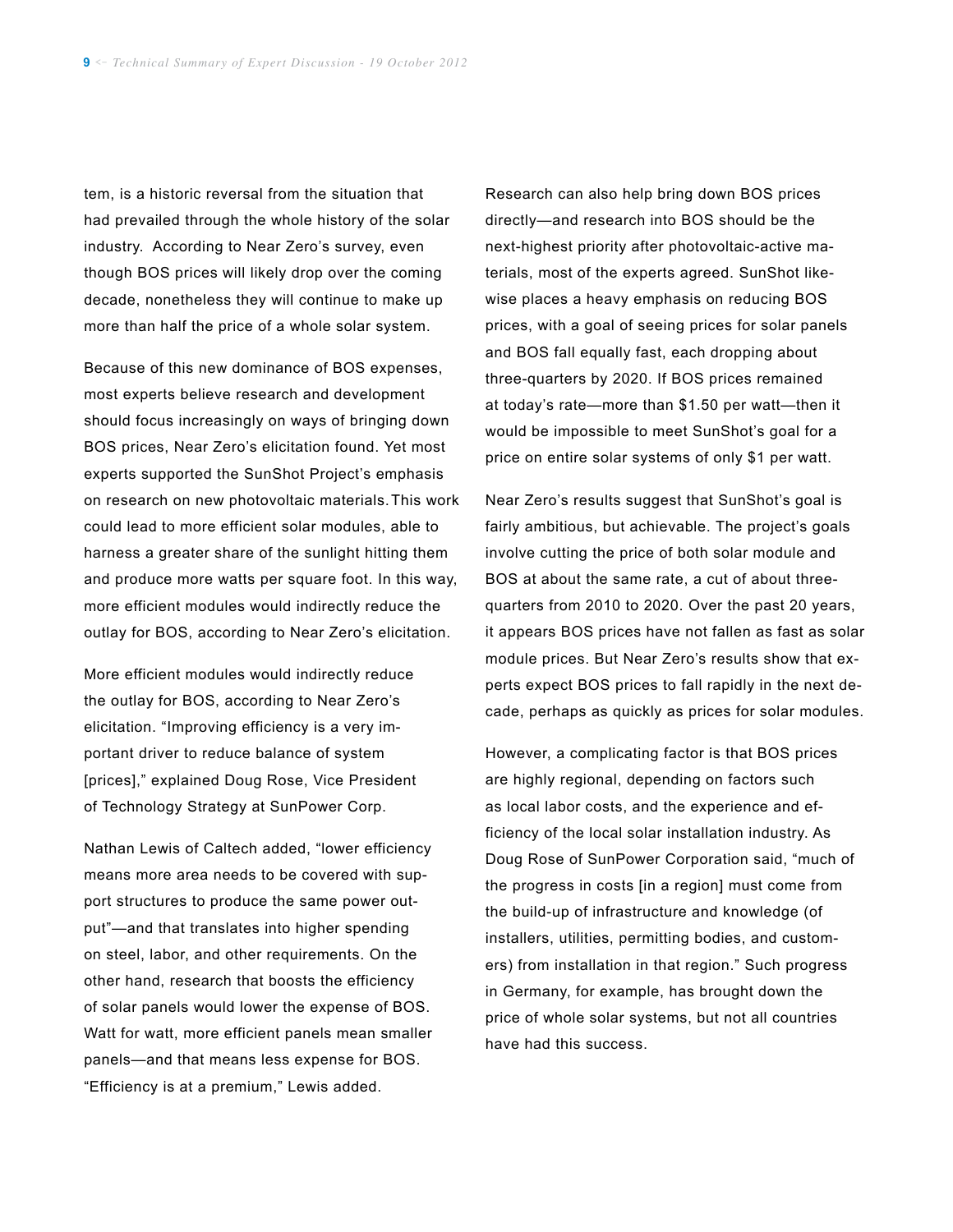tem, is a historic reversal from the situation that had prevailed through the whole history of the solar industry. According to Near Zero's survey, even though BOS prices will likely drop over the coming decade, nonetheless they will continue to make up more than half the price of a whole solar system.

Because of this new dominance of BOS expenses, most experts believe research and development should focus increasingly on ways of bringing down BOS prices, Near Zero's elicitation found. Yet most experts supported the SunShot Project's emphasis on research on new photovoltaic materials. This work could lead to more efficient solar modules, able to harness a greater share of the sunlight hitting them and produce more watts per square foot. In this way, more efficient modules would indirectly reduce the outlay for BOS, according to Near Zero's elicitation.

More efficient modules would indirectly reduce the outlay for BOS, according to Near Zero's elicitation. "Improving efficiency is a very important driver to reduce balance of system [prices]," explained Doug Rose, Vice President of Technology Strategy at SunPower Corp.

Nathan Lewis of Caltech added, "lower efficiency means more area needs to be covered with support structures to produce the same power output"—and that translates into higher spending on steel, labor, and other requirements. On the other hand, research that boosts the efficiency of solar panels would lower the expense of BOS. Watt for watt, more efficient panels mean smaller panels—and that means less expense for BOS. "Efficiency is at a premium," Lewis added.

Research can also help bring down BOS prices directly—and research into BOS should be the next-highest priority after photovoltaic-active materials, most of the experts agreed. SunShot likewise places a heavy emphasis on reducing BOS prices, with a goal of seeing prices for solar panels and BOS fall equally fast, each dropping about three-quarters by 2020. If BOS prices remained at today's rate—more than $1.50 per watt—then it would be impossible to meet SunShot's goal for a price on entire solar systems of only $1 per watt.

Near Zero's results suggest that SunShot's goal is fairly ambitious, but achievable. The project's goals involve cutting the price of both solar module and BOS at about the same rate, a cut of about three-quarters from 2010 to 2020. Over the past 20 years, it appears BOS prices have not fallen as fast as solar module prices. But Near Zero's results show that experts expect BOS prices to fall rapidly in the next decade, perhaps as quickly as prices for solar modules.

However, a complicating factor is that BOS prices are highly regional, depending on factors such as local labor costs, and the experience and efficiency of the local solar installation industry. As Doug Rose of SunPower Corporation said, "much of the progress in costs [in a region] must come from the build-up of infrastructure and knowledge (of installers, utilities, permitting bodies, and customers) from installation in that region." Such progress in Germany, for example, has brought down the price of whole solar systems, but not all countries have had this success.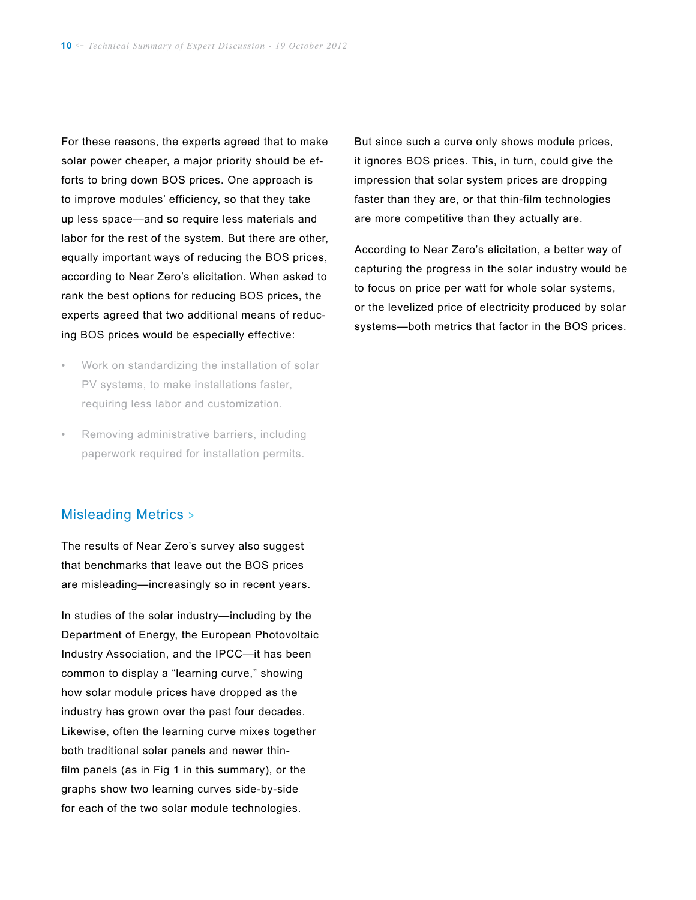For these reasons, the experts agreed that to make solar power cheaper, a major priority should be efforts to bring down BOS prices. One approach is to improve modules' efficiency, so that they take up less space—and so require less materials and labor for the rest of the system. But there are other, equally important ways of reducing the BOS prices, according to Near Zero's elicitation. When asked to rank the best options for reducing BOS prices, the experts agreed that two additional means of reducing BOS prices would be especially effective:

- Work on standardizing the installation of solar PV systems, to make installations faster, requiring less labor and customization.
- Removing administrative barriers, including paperwork required for installation permits.

## Misleading Metrics >

The results of Near Zero's survey also suggest that benchmarks that leave out the BOS prices are misleading—increasingly so in recent years.

In studies of the solar industry—including by the Department of Energy, the European Photovoltaic Industry Association, and the IPCC—it has been common to display a "learning curve," showing how solar module prices have dropped as the industry has grown over the past four decades. Likewise, often the learning curve mixes together both traditional solar panels and newer thin-film panels (as in Fig 1 in this summary), or the graphs show two learning curves side-by-side for each of the two solar module technologies.

But since such a curve only shows module prices, it ignores BOS prices. This, in turn, could give the impression that solar system prices are dropping faster than they are, or that thin-film technologies are more competitive than they actually are.

According to Near Zero's elicitation, a better way of capturing the progress in the solar industry would be to focus on price per watt for whole solar systems, or the levelized price of electricity produced by solar systems—both metrics that factor in the BOS prices.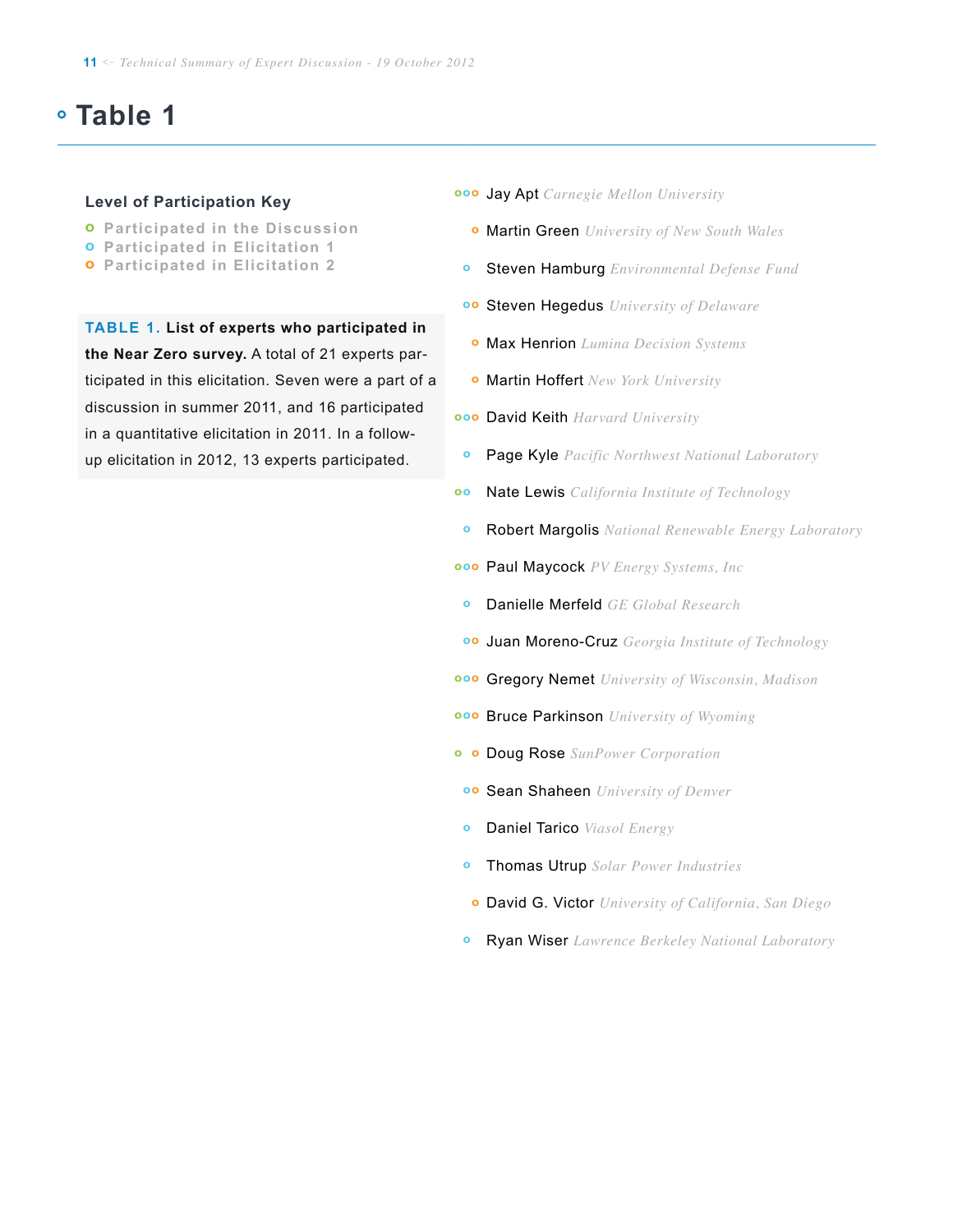# Table 1

**Level of Participation Key**

- Participated in the Discussion
- Participated in Elicitation 1
- Participated in Elicitation 2

**TABLE 1. List of experts who participated in the Near Zero survey.** A total of 21 experts participated in this elicitation. Seven were a part of a discussion in summer 2011, and 16 participated in a quantitative elicitation in 2011. In a follow-up elicitation in 2012, 13 experts participated.

| Expert | Affiliation | Participated in the Discussion | Participated in Elicitation 1 | Participated in Elicitation 2 |
|---|---|---|---|---|
| Jay Apt | *Carnegie Mellon University* | o | o | o |
| Martin Green | *University of New South Wales* | | | o |
| Steven Hamburg | *Environmental Defense Fund* | | o | |
| Steven Hegedus | *University of Delaware* | | o | o |
| Max Henrion | *Lumina Decision Systems* | | | o |
| Martin Hoffert | *New York University* | | | o |
| David Keith | *Harvard University* | o | o | o |
| Page Kyle | *Pacific Northwest National Laboratory* | | o | |
| Nate Lewis | *California Institute of Technology* | o | o | |
| Robert Margolis | *National Renewable Energy Laboratory* | | o | |
| Paul Maycock | *PV Energy Systems, Inc* | o | o | o |
| Danielle Merfeld | *GE Global Research* | | o | |
| Juan Moreno-Cruz | *Georgia Institute of Technology* | | o | o |
| Gregory Nemet | *University of Wisconsin, Madison* | o | o | o |
| Bruce Parkinson | *University of Wyoming* | o | o | o |
| Doug Rose | *SunPower Corporation* | o | | o |
| Sean Shaheen | *University of Denver* | | o | o |
| Daniel Tarico | *Viasol Energy* | | o | |
| Thomas Utrup | *Solar Power Industries* | | o | |
| David G. Victor | *University of California, San Diego* | | | o |
| Ryan Wiser | *Lawrence Berkeley National Laboratory* | | o | |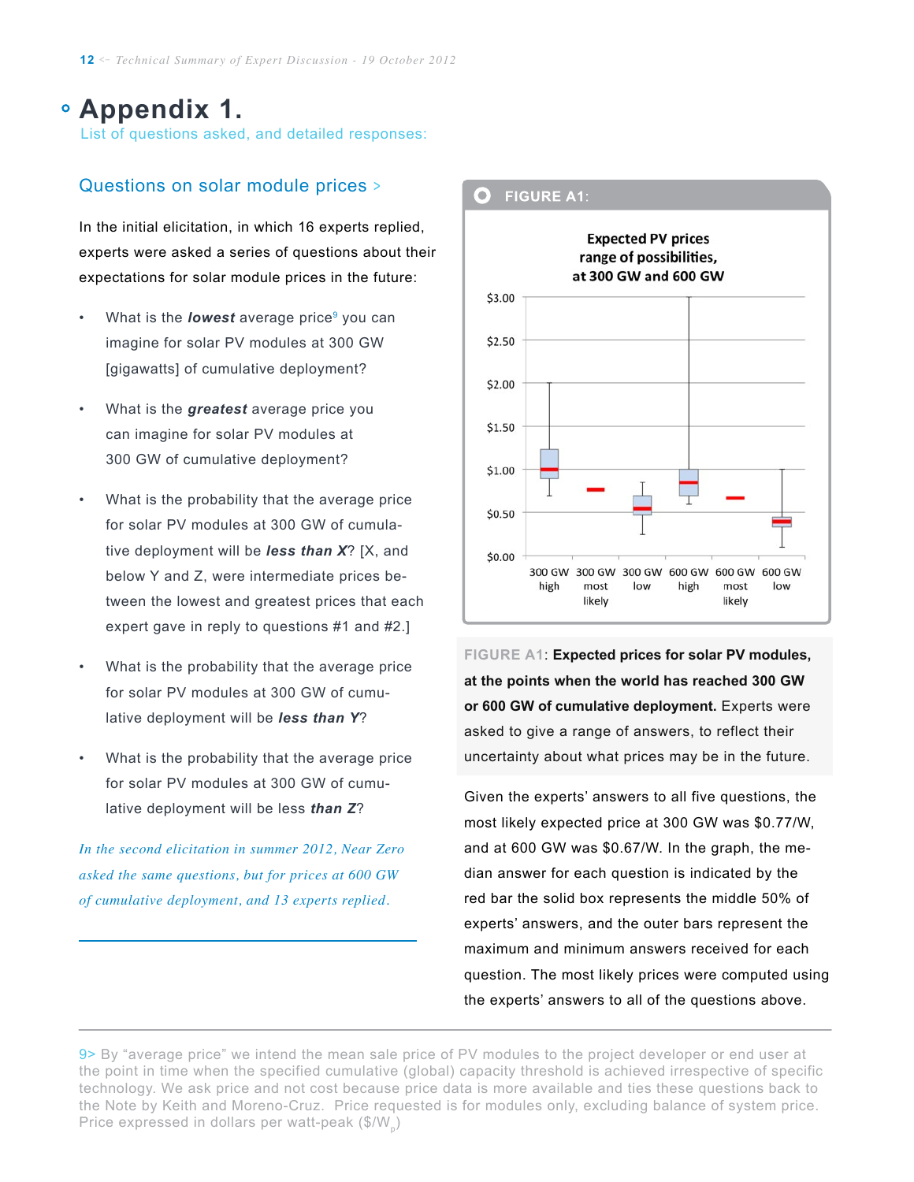// Appendix 1.

List of questions asked, and detailed responses:

## Questions on solar module prices >

In the initial elicitation, in which 16 experts replied, experts were asked a series of questions about their expectations for solar module prices in the future:

- What is the ***lowest*** average price[9] you can imagine for solar PV modules at 300 GW [gigawatts] of cumulative deployment?
- What is the ***greatest*** average price you can imagine for solar PV modules at 300 GW of cumulative deployment?
- What is the probability that the average price for solar PV modules at 300 GW of cumulative deployment will be ***less than X***? [X, and below Y and Z, were intermediate prices between the lowest and greatest prices that each expert gave in reply to questions #1 and #2.]
- What is the probability that the average price for solar PV modules at 300 GW of cumulative deployment will be ***less than Y***?
- What is the probability that the average price for solar PV modules at 300 GW of cumulative deployment will be less ***than Z***?

*In the second elicitation in summer 2012, Near Zero asked the same questions, but for prices at 600 GW of cumulative deployment, and 13 experts replied.*

**FIGURE A1:**

Expected PV prices range of possibilities, at 300 GW and 600 GW

FIGURE A1: **Expected prices for solar PV modules, at the points when the world has reached 300 GW or 600 GW of cumulative deployment.** Experts were asked to give a range of answers, to reflect their uncertainty about what prices may be in the future.

Given the experts' answers to all five questions, the most likely expected price at 300 GW was $0.77/W, and at 600 GW was $0.67/W. In the graph, the median answer for each question is indicated by the red bar the solid box represents the middle 50% of experts' answers, and the outer bars represent the maximum and minimum answers received for each question. The most likely prices were computed using the experts' answers to all of the questions above.

---

9> By "average price" we intend the mean sale price of PV modules to the project developer or end user at the point in time when the specified cumulative (global) capacity threshold is achieved irrespective of specific technology. We ask price and not cost because price data is more available and ties these questions back to the Note by Keith and Moreno-Cruz. Price requested is for modules only, excluding balance of system price. Price expressed in dollars per watt-peak ($/W$_p$)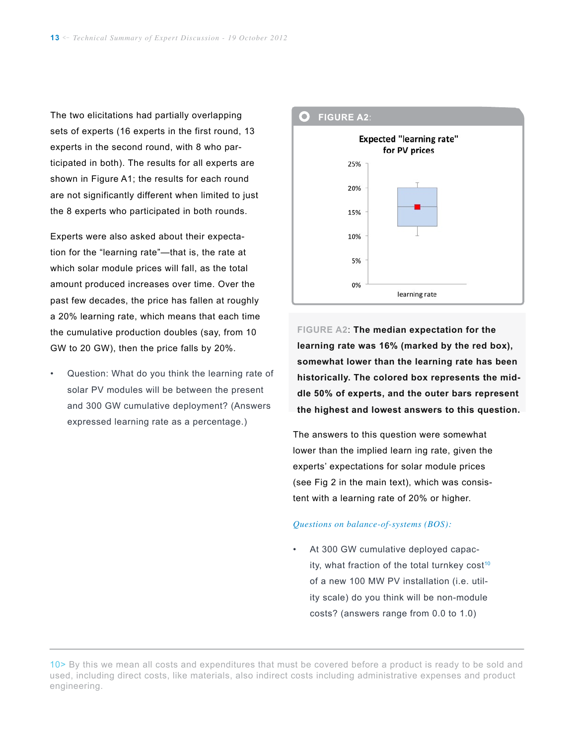The two elicitations had partially overlapping sets of experts (16 experts in the first round, 13 experts in the second round, with 8 who participated in both). The results for all experts are shown in Figure A1; the results for each round are not significantly different when limited to just the 8 experts who participated in both rounds.

Experts were also asked about their expectation for the "learning rate"—that is, the rate at which solar module prices will fall, as the total amount produced increases over time. Over the past few decades, the price has fallen at roughly a 20% learning rate, which means that each time the cumulative production doubles (say, from 10 GW to 20 GW), then the price falls by 20%.

- Question: What do you think the learning rate of solar PV modules will be between the present and 300 GW cumulative deployment? (Answers expressed learning rate as a percentage.)

**FIGURE A2:**

Expected "learning rate" for PV prices

FIGURE A2: **The median expectation for the learning rate was 16% (marked by the red box), somewhat lower than the learning rate has been historically. The colored box represents the middle 50% of experts, and the outer bars represent the highest and lowest answers to this question.**

The answers to this question were somewhat lower than the implied learn ing rate, given the experts' expectations for solar module prices (see Fig 2 in the main text), which was consistent with a learning rate of 20% or higher.

*Questions on balance-of-systems (BOS):*

- At 300 GW cumulative deployed capacity, what fraction of the total turnkey cost[10] of a new 100 MW PV installation (i.e. utility scale) do you think will be non-module costs? (answers range from 0.0 to 1.0)

10> By this we mean all costs and expenditures that must be covered before a product is ready to be sold and used, including direct costs, like materials, also indirect costs including administrative expenses and product engineering.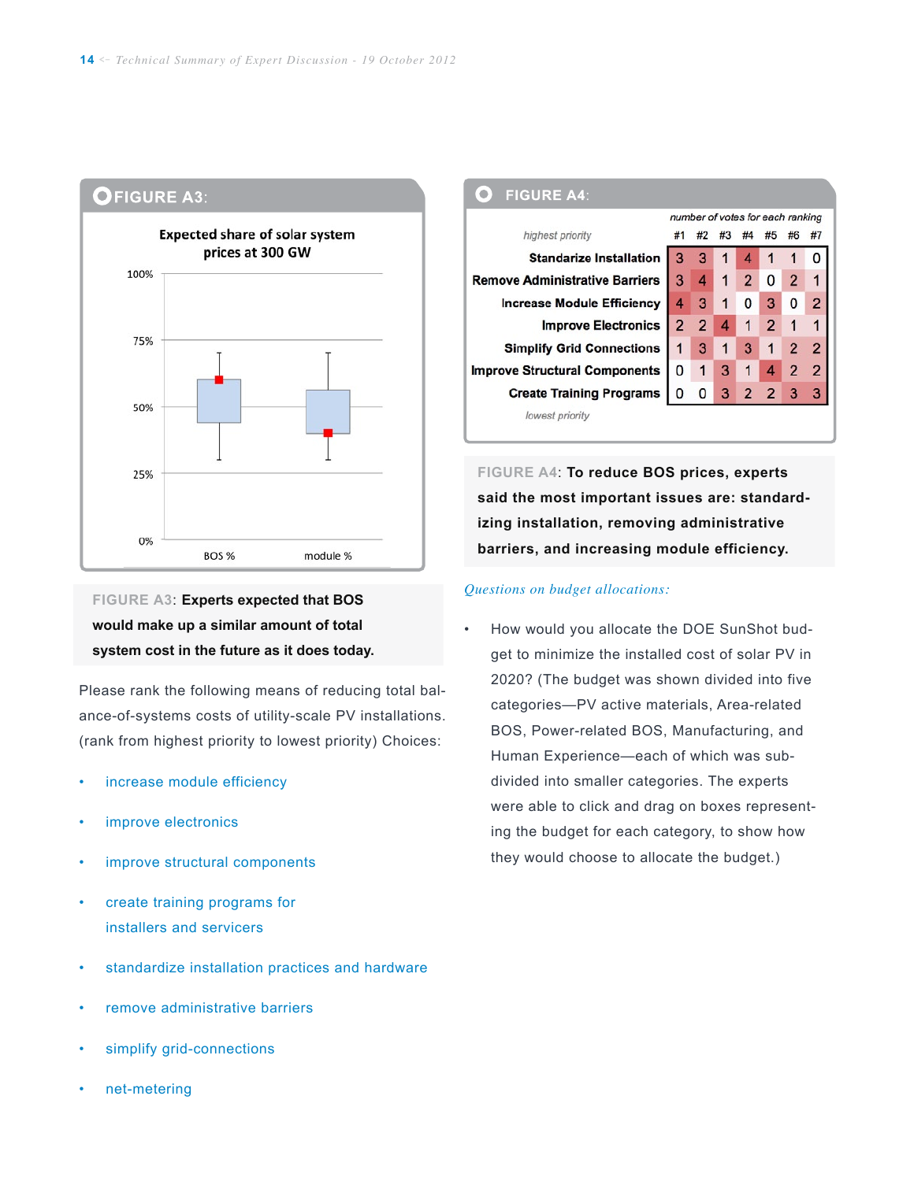**FIGURE A3:**

Expected share of solar system prices at 300 GW

FIGURE A3: **Experts expected that BOS would make up a similar amount of total system cost in the future as it does today.**

Please rank the following means of reducing total balance-of-systems costs of utility-scale PV installations. (rank from highest priority to lowest priority) Choices:

- increase module efficiency
- improve electronics
- improve structural components
- create training programs for installers and servicers
- standardize installation practices and hardware
- remove administrative barriers
- simplify grid-connections
- net-metering

**FIGURE A4:**

number of votes for each ranking

| highest priority | #1 | #2 | #3 | #4 | #5 | #6 | #7 |
|---|---|---|---|---|---|---|---|
| Standarize Installation | 3 | 3 | 1 | 4 | 1 | 1 | 0 |
| Remove Administrative Barriers | 3 | 4 | 1 | 2 | 0 | 2 | 1 |
| Increase Module Efficiency | 4 | 3 | 1 | 0 | 3 | 0 | 2 |
| Improve Electronics | 2 | 2 | 4 | 1 | 2 | 1 | 1 |
| Simplify Grid Connections | 1 | 3 | 1 | 3 | 1 | 2 | 2 |
| Improve Structural Components | 0 | 1 | 3 | 1 | 4 | 2 | 2 |
| Create Training Programs | 0 | 0 | 3 | 2 | 2 | 3 | 3 |
| lowest priority | | | | | | | |

FIGURE A4: **To reduce BOS prices, experts said the most important issues are: standardizing installation, removing administrative barriers, and increasing module efficiency.**

*Questions on budget allocations:*

- How would you allocate the DOE SunShot budget to minimize the installed cost of solar PV in 2020? (The budget was shown divided into five categories—PV active materials, Area-related BOS, Power-related BOS, Manufacturing, and Human Experience—each of which was subdivided into smaller categories. The experts were able to click and drag on boxes representing the budget for each category, to show how they would choose to allocate the budget.)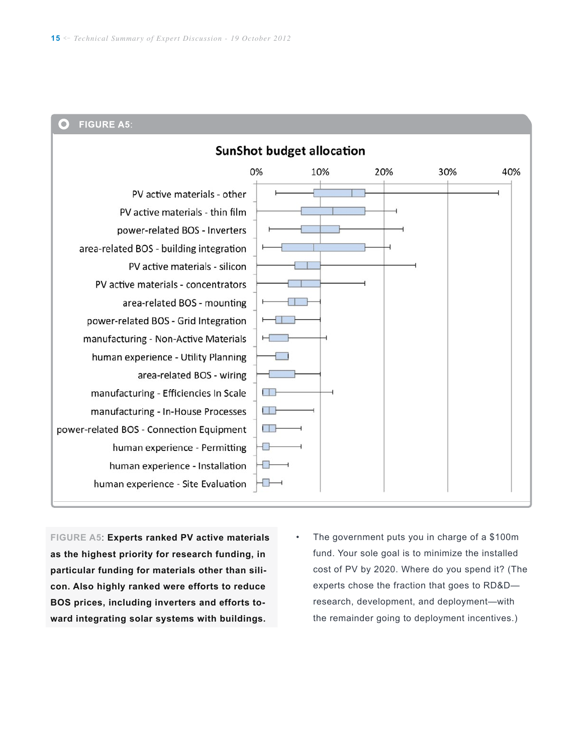**FIGURE A5:**

## SunShot budget allocation

PV active materials - other
PV active materials - thin film
power-related BOS - Inverters
area-related BOS - building integration
PV active materials - silicon
PV active materials - concentrators
area-related BOS - mounting
power-related BOS - Grid Integration
manufacturing - Non-Active Materials
human experience - Utility Planning
area-related BOS - wiring
manufacturing - Efficiencies In Scale
manufacturing - In-House Processes
power-related BOS - Connection Equipment
human experience - Permitting
human experience - Installation
human experience - Site Evaluation

0% 10% 20% 30% 40%

FIGURE A5: **Experts ranked PV active materials as the highest priority for research funding, in particular funding for materials other than silicon. Also highly ranked were efforts to reduce BOS prices, including inverters and efforts toward integrating solar systems with buildings.**

- The government puts you in charge of a $100m fund. Your sole goal is to minimize the installed cost of PV by 2020. Where do you spend it? (The experts chose the fraction that goes to RD&D—research, development, and deployment—with the remainder going to deployment incentives.)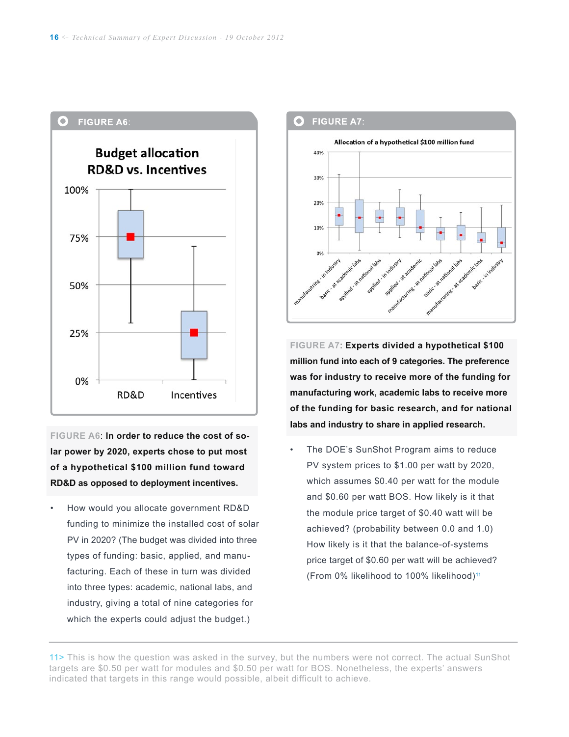**FIGURE A6:**

**FIGURE A6**: **In order to reduce the cost of solar power by 2020, experts chose to put most of a hypothetical \$100 million fund toward RD&D as opposed to deployment incentives.**

- How would you allocate government RD&D funding to minimize the installed cost of solar PV in 2020? (The budget was divided into three types of funding: basic, applied, and manufacturing. Each of these in turn was divided into three types: academic, national labs, and industry, giving a total of nine categories for which the experts could adjust the budget.)

**FIGURE A7:**

**FIGURE A7**: **Experts divided a hypothetical \$100 million fund into each of 9 categories. The preference was for industry to receive more of the funding for manufacturing work, academic labs to receive more of the funding for basic research, and for national labs and industry to share in applied research.**

- The DOE's SunShot Program aims to reduce PV system prices to \$1.00 per watt by 2020, which assumes \$0.40 per watt for the module and \$0.60 per watt BOS. How likely is it that the module price target of \$0.40 watt will be achieved? (probability between 0.0 and 1.0) How likely is it that the balance-of-systems price target of \$0.60 per watt will be achieved? (From 0% likelihood to 100% likelihood)[11]

---

11> This is how the question was asked in the survey, but the numbers were not correct. The actual SunShot targets are \$0.50 per watt for modules and \$0.50 per watt for BOS. Nonetheless, the experts' answers indicated that targets in this range would possible, albeit difficult to achieve.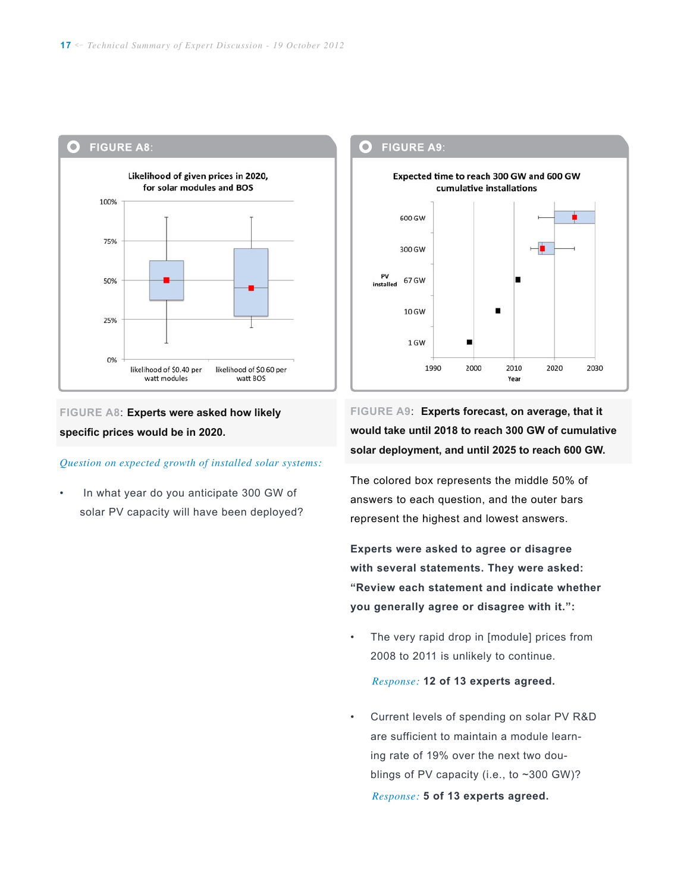**FIGURE A8:**

Likelihood of given prices in 2020, for solar modules and BOS

FIGURE A8: **Experts were asked how likely specific prices would be in 2020.**

*Question on expected growth of installed solar systems:*

- In what year do you anticipate 300 GW of solar PV capacity will have been deployed?

**FIGURE A9:**

Expected time to reach 300 GW and 600 GW cumulative installations

FIGURE A9: **Experts forecast, on average, that it would take until 2018 to reach 300 GW of cumulative solar deployment, and until 2025 to reach 600 GW.**

The colored box represents the middle 50% of answers to each question, and the outer bars represent the highest and lowest answers.

**Experts were asked to agree or disagree with several statements. They were asked: "Review each statement and indicate whether you generally agree or disagree with it.":**

- The very rapid drop in [module] prices from 2008 to 2011 is unlikely to continue.

  *Response:* **12 of 13 experts agreed.**

- Current levels of spending on solar PV R&D are sufficient to maintain a module learning rate of 19% over the next two doublings of PV capacity (i.e., to ~300 GW)?

  *Response:* **5 of 13 experts agreed.**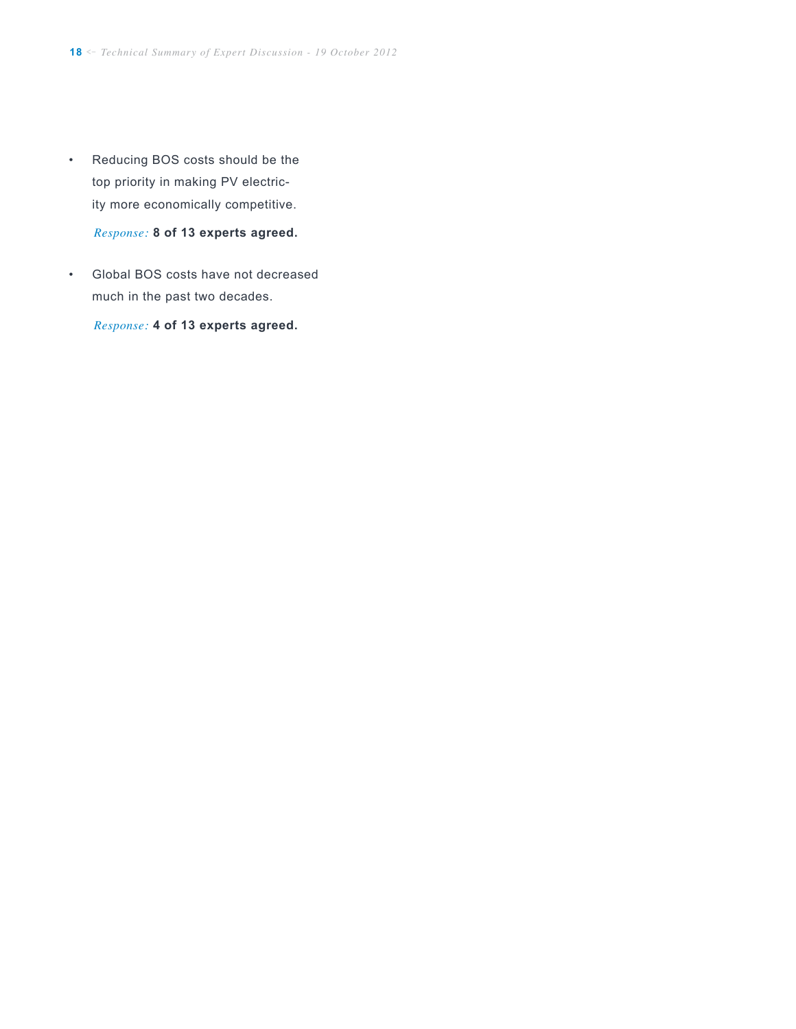- Reducing BOS costs should be the top priority in making PV electricity more economically competitive.

  *Response:* **8 of 13 experts agreed.**

- Global BOS costs have not decreased much in the past two decades.

  *Response:* **4 of 13 experts agreed.**